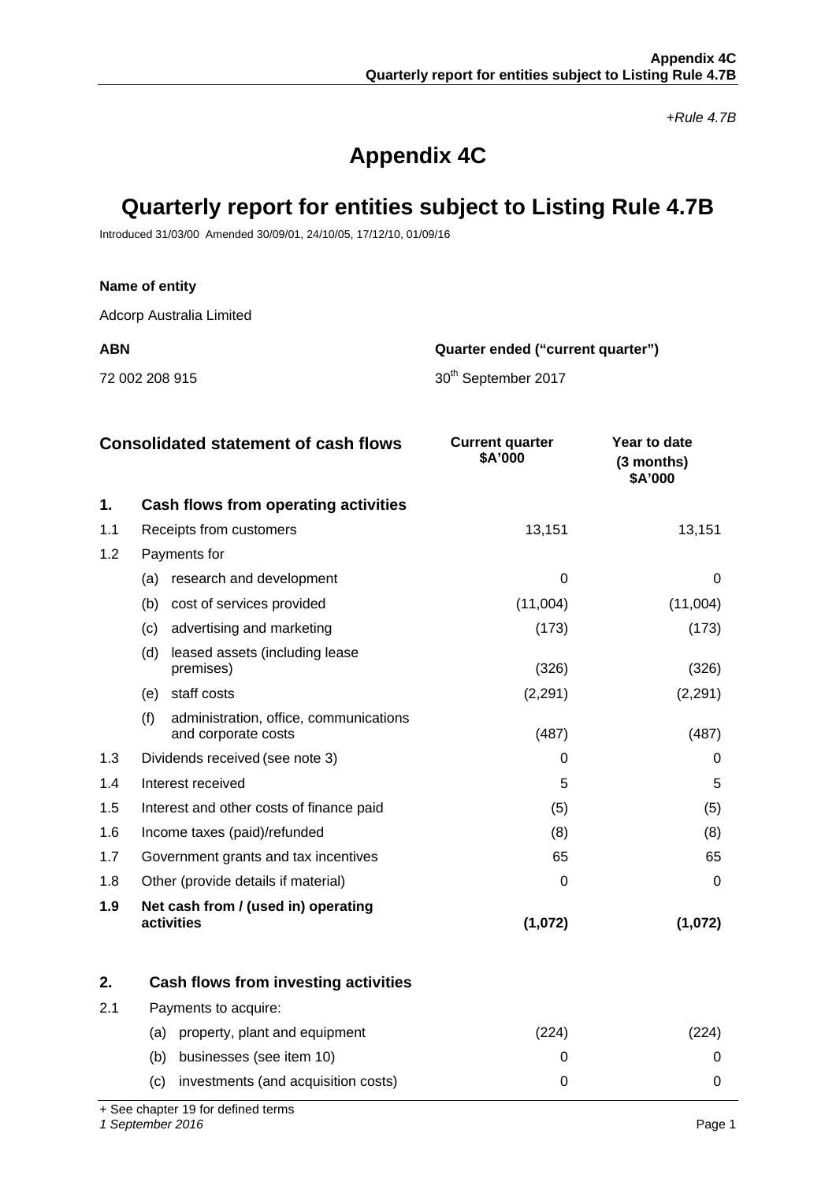*+Rule 4.7B*

# Appendix 4C

# Quarterly report for entities subject to Listing Rule 4.7B

Introduced 31/03/00 Amended 30/09/01, 24/10/05, 17/12/10, 01/09/16

**Name of entity**

Adcorp Australia Limited

| **ABN** | **Quarter ended ("current quarter")** |
|---|---|
| 72 002 208 915 | 30th September 2017 |

| | **Consolidated statement of cash flows** | **Current quarter $A'000** | **Year to date (3 months) $A'000** |
|---|---|---|---|
| **1.** | **Cash flows from operating activities** | | |
| 1.1 | Receipts from customers | 13,151 | 13,151 |
| 1.2 | Payments for | | |
| | (a) research and development | 0 | 0 |
| | (b) cost of services provided | (11,004) | (11,004) |
| | (c) advertising and marketing | (173) | (173) |
| | (d) leased assets (including lease premises) | (326) | (326) |
| | (e) staff costs | (2,291) | (2,291) |
| | (f) administration, office, communications and corporate costs | (487) | (487) |
| 1.3 | Dividends received (see note 3) | 0 | 0 |
| 1.4 | Interest received | 5 | 5 |
| 1.5 | Interest and other costs of finance paid | (5) | (5) |
| 1.6 | Income taxes (paid)/refunded | (8) | (8) |
| 1.7 | Government grants and tax incentives | 65 | 65 |
| 1.8 | Other (provide details if material) | 0 | 0 |
| **1.9** | **Net cash from / (used in) operating activities** | **(1,072)** | **(1,072)** |
| | | | |
| **2.** | **Cash flows from investing activities** | | |
| 2.1 | Payments to acquire: | | |
| | (a) property, plant and equipment | (224) | (224) |
| | (b) businesses (see item 10) | 0 | 0 |
| | (c) investments (and acquisition costs) | 0 | 0 |

+ See chapter 19 for defined terms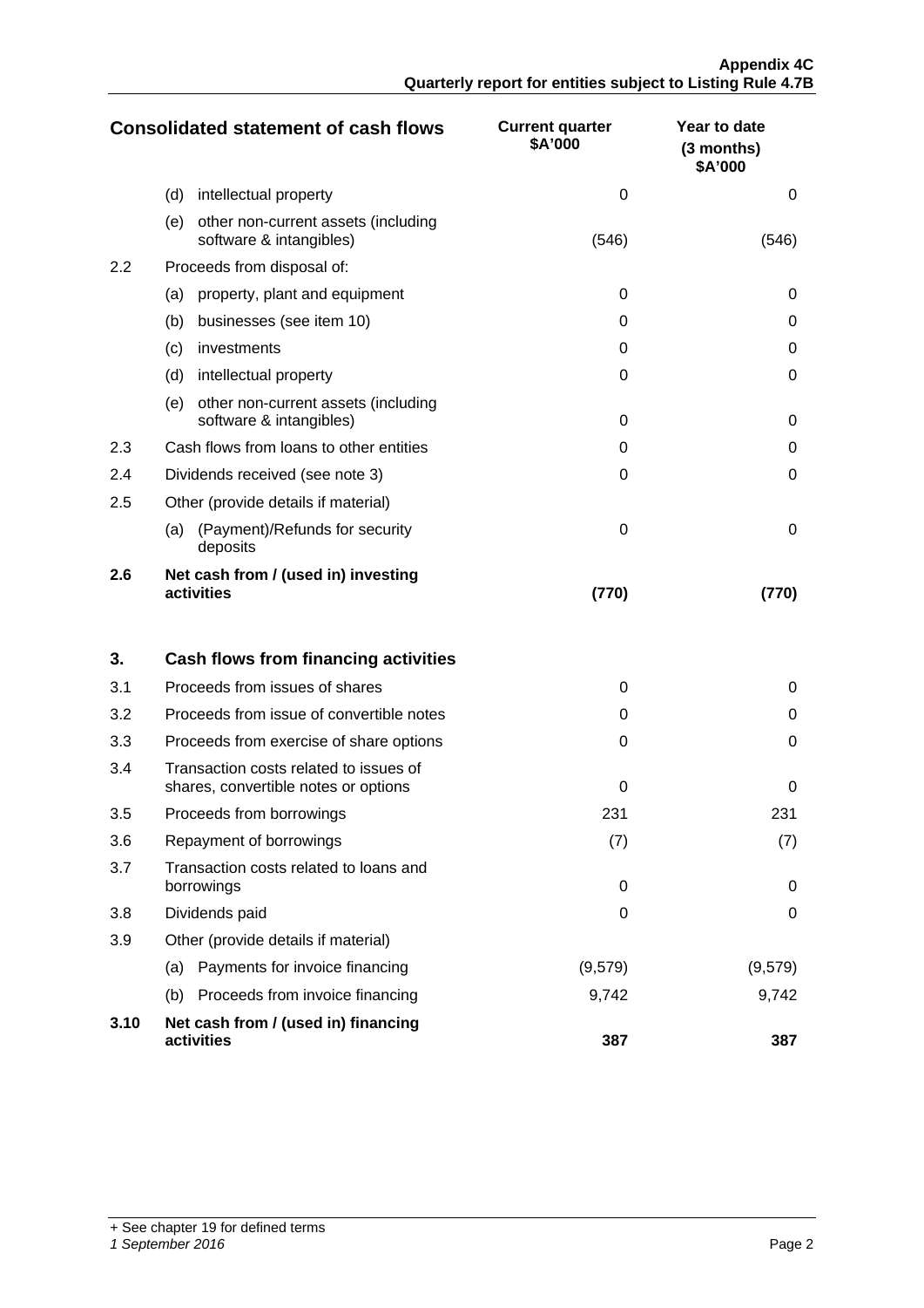| Consolidated statement of cash flows | | Current quarter $A'000 | Year to date (3 months) $A'000 |
|---|---|---|---|
| | (d) intellectual property | 0 | 0 |
| | (e) other non-current assets (including software & intangibles) | (546) | (546) |
| 2.2 | Proceeds from disposal of: | | |
| | (a) property, plant and equipment | 0 | 0 |
| | (b) businesses (see item 10) | 0 | 0 |
| | (c) investments | 0 | 0 |
| | (d) intellectual property | 0 | 0 |
| | (e) other non-current assets (including software & intangibles) | 0 | 0 |
| 2.3 | Cash flows from loans to other entities | 0 | 0 |
| 2.4 | Dividends received (see note 3) | 0 | 0 |
| 2.5 | Other (provide details if material) | | |
| | (a) (Payment)/Refunds for security deposits | 0 | 0 |
| **2.6** | **Net cash from / (used in) investing activities** | **(770)** | **(770)** |
| | | | |
| **3.** | **Cash flows from financing activities** | | |
| 3.1 | Proceeds from issues of shares | 0 | 0 |
| 3.2 | Proceeds from issue of convertible notes | 0 | 0 |
| 3.3 | Proceeds from exercise of share options | 0 | 0 |
| 3.4 | Transaction costs related to issues of shares, convertible notes or options | 0 | 0 |
| 3.5 | Proceeds from borrowings | 231 | 231 |
| 3.6 | Repayment of borrowings | (7) | (7) |
| 3.7 | Transaction costs related to loans and borrowings | 0 | 0 |
| 3.8 | Dividends paid | 0 | 0 |
| 3.9 | Other (provide details if material) | | |
| | (a) Payments for invoice financing | (9,579) | (9,579) |
| | (b) Proceeds from invoice financing | 9,742 | 9,742 |
| **3.10** | **Net cash from / (used in) financing activities** | **387** | **387** |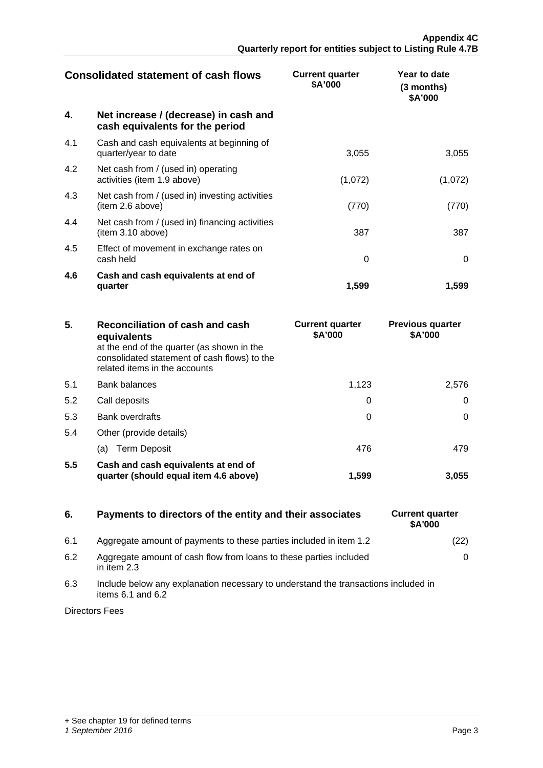| Consolidated statement of cash flows | | Current quarter $A'000 | Year to date (3 months) $A'000 |
|---|---|---|---|
| **4.** | **Net increase / (decrease) in cash and cash equivalents for the period** | | |
| 4.1 | Cash and cash equivalents at beginning of quarter/year to date | 3,055 | 3,055 |
| 4.2 | Net cash from / (used in) operating activities (item 1.9 above) | (1,072) | (1,072) |
| 4.3 | Net cash from / (used in) investing activities (item 2.6 above) | (770) | (770) |
| 4.4 | Net cash from / (used in) financing activities (item 3.10 above) | 387 | 387 |
| 4.5 | Effect of movement in exchange rates on cash held | 0 | 0 |
| **4.6** | **Cash and cash equivalents at end of quarter** | **1,599** | **1,599** |

| **5.** | **Reconciliation of cash and cash equivalents** at the end of the quarter (as shown in the consolidated statement of cash flows) to the related items in the accounts | **Current quarter $A'000** | **Previous quarter $A'000** |
|---|---|---|---|
| 5.1 | Bank balances | 1,123 | 2,576 |
| 5.2 | Call deposits | 0 | 0 |
| 5.3 | Bank overdrafts | 0 | 0 |
| 5.4 | Other (provide details) | | |
| | (a) Term Deposit | 476 | 479 |
| **5.5** | **Cash and cash equivalents at end of quarter (should equal item 4.6 above)** | **1,599** | **3,055** |

| **6.** | **Payments to directors of the entity and their associates** | **Current quarter $A'000** |
|---|---|---|
| 6.1 | Aggregate amount of payments to these parties included in item 1.2 | (22) |
| 6.2 | Aggregate amount of cash flow from loans to these parties included in item 2.3 | 0 |

6.3 Include below any explanation necessary to understand the transactions included in items 6.1 and 6.2

Directors Fees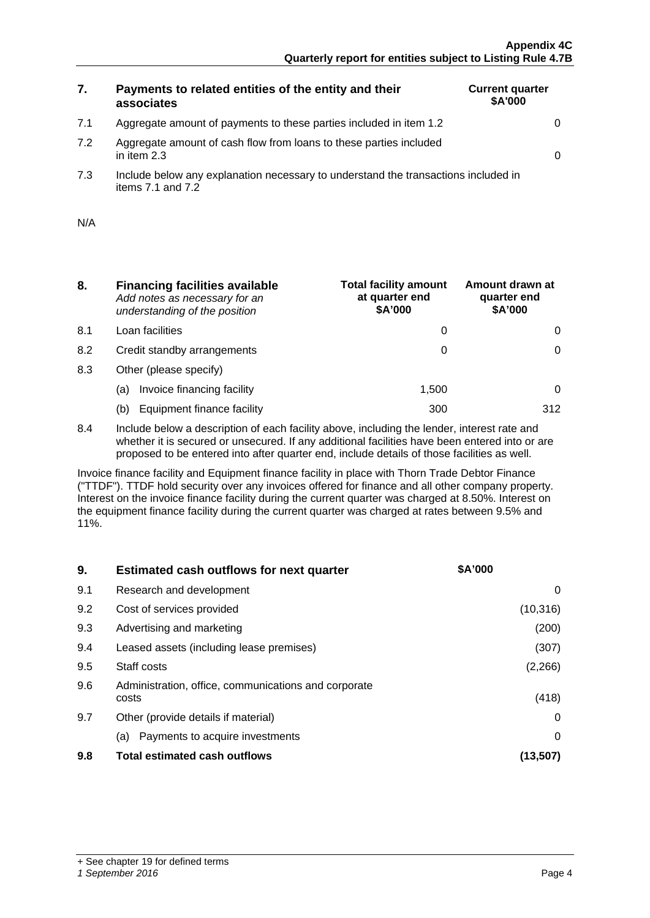| 7. | Payments to related entities of the entity and their associates | Current quarter $A'000 |
|---|---|---|
| 7.1 | Aggregate amount of payments to these parties included in item 1.2 | 0 |
| 7.2 | Aggregate amount of cash flow from loans to these parties included in item 2.3 | 0 |
| 7.3 | Include below any explanation necessary to understand the transactions included in items 7.1 and 7.2 | |

N/A

| 8. | **Financing facilities available** *Add notes as necessary for an understanding of the position* | Total facility amount at quarter end $A'000 | Amount drawn at quarter end $A'000 |
|---|---|---|---|
| 8.1 | Loan facilities | 0 | 0 |
| 8.2 | Credit standby arrangements | 0 | 0 |
| 8.3 | Other (please specify) | | |
| | (a) Invoice financing facility | 1,500 | 0 |
| | (b) Equipment finance facility | 300 | 312 |

8.4 Include below a description of each facility above, including the lender, interest rate and whether it is secured or unsecured. If any additional facilities have been entered into or are proposed to be entered into after quarter end, include details of those facilities as well.

Invoice finance facility and Equipment finance facility in place with Thorn Trade Debtor Finance ("TTDF"). TTDF hold security over any invoices offered for finance and all other company property. Interest on the invoice finance facility during the current quarter was charged at 8.50%. Interest on the equipment finance facility during the current quarter was charged at rates between 9.5% and 11%.

| 9. | **Estimated cash outflows for next quarter** | $A'000 |
|---|---|---|
| 9.1 | Research and development | 0 |
| 9.2 | Cost of services provided | (10,316) |
| 9.3 | Advertising and marketing | (200) |
| 9.4 | Leased assets (including lease premises) | (307) |
| 9.5 | Staff costs | (2,266) |
| 9.6 | Administration, office, communications and corporate costs | (418) |
| 9.7 | Other (provide details if material) | 0 |
| | (a) Payments to acquire investments | 0 |
| **9.8** | **Total estimated cash outflows** | **(13,507)** |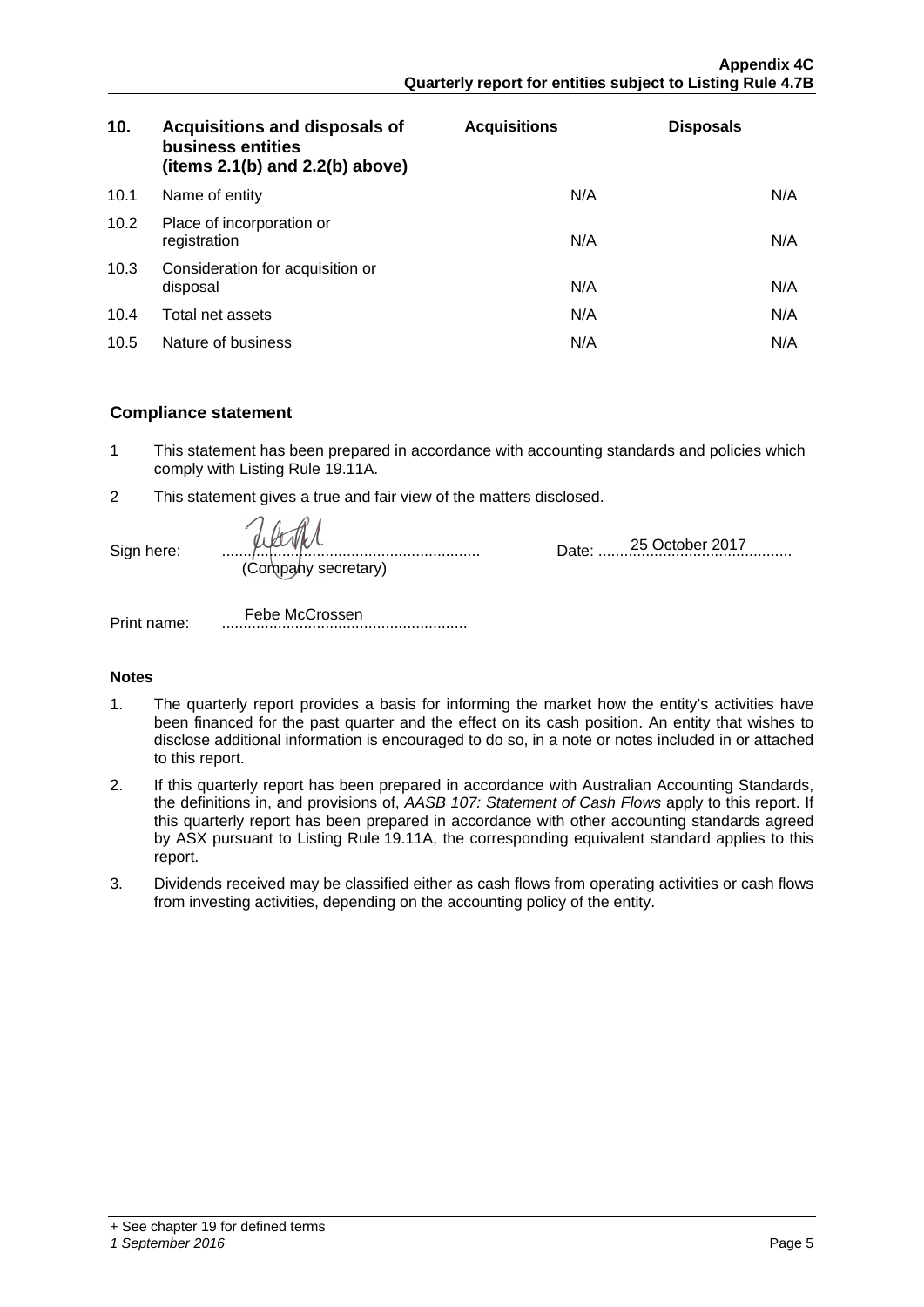| 10. | Acquisitions and disposals of business entities (items 2.1(b) and 2.2(b) above) | Acquisitions | Disposals |
|---|---|---|---|
| 10.1 | Name of entity | N/A | N/A |
| 10.2 | Place of incorporation or registration | N/A | N/A |
| 10.3 | Consideration for acquisition or disposal | N/A | N/A |
| 10.4 | Total net assets | N/A | N/A |
| 10.5 | Nature of business | N/A | N/A |

## Compliance statement

1. This statement has been prepared in accordance with accounting standards and policies which comply with Listing Rule 19.11A.
2. This statement gives a true and fair view of the matters disclosed.

Sign here: ............................................................ (Company secretary)  Date: 25 October 2017

Print name: Febe McCrossen

### Notes

1. The quarterly report provides a basis for informing the market how the entity's activities have been financed for the past quarter and the effect on its cash position. An entity that wishes to disclose additional information is encouraged to do so, in a note or notes included in or attached to this report.
2. If this quarterly report has been prepared in accordance with Australian Accounting Standards, the definitions in, and provisions of, *AASB 107: Statement of Cash Flows* apply to this report. If this quarterly report has been prepared in accordance with other accounting standards agreed by ASX pursuant to Listing Rule 19.11A, the corresponding equivalent standard applies to this report.
3. Dividends received may be classified either as cash flows from operating activities or cash flows from investing activities, depending on the accounting policy of the entity.